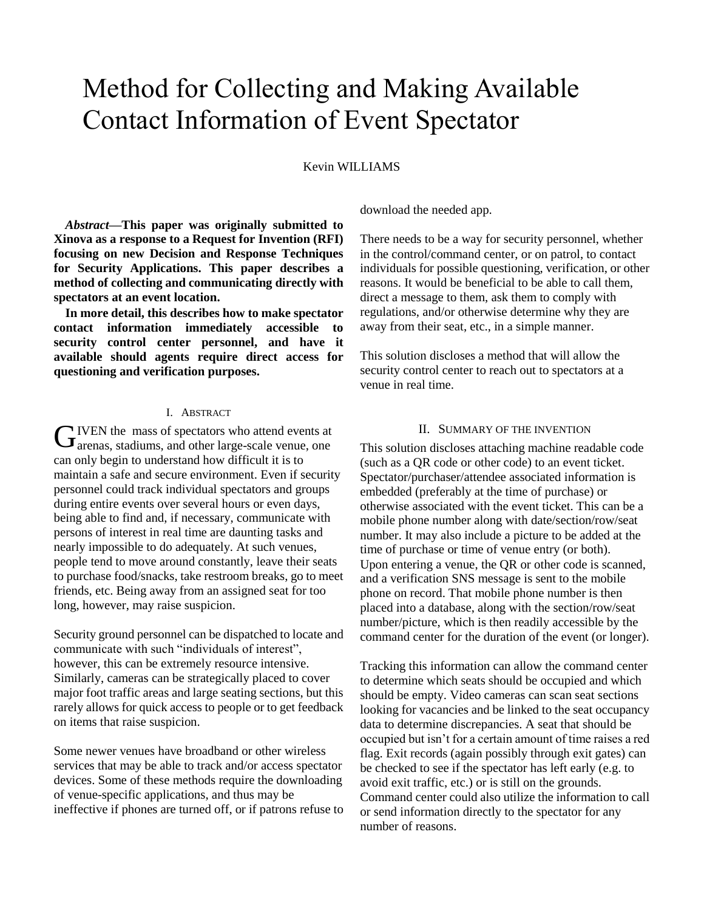# Method for Collecting and Making Available Contact Information of Event Spectator

Kevin WILLIAMS

***Abstract*—This paper was originally submitted to Xinova as a response to a Request for Invention (RFI) focusing on new Decision and Response Techniques for Security Applications. This paper describes a method of collecting and communicating directly with spectators at an event location.**

**In more detail, this describes how to make spectator contact information immediately accessible to security control center personnel, and have it available should agents require direct access for questioning and verification purposes.**

## I. Abstract

GIVEN the mass of spectators who attend events at arenas, stadiums, and other large-scale venue, one can only begin to understand how difficult it is to maintain a safe and secure environment. Even if security personnel could track individual spectators and groups during entire events over several hours or even days, being able to find and, if necessary, communicate with persons of interest in real time are daunting tasks and nearly impossible to do adequately. At such venues, people tend to move around constantly, leave their seats to purchase food/snacks, take restroom breaks, go to meet friends, etc. Being away from an assigned seat for too long, however, may raise suspicion.

Security ground personnel can be dispatched to locate and communicate with such "individuals of interest", however, this can be extremely resource intensive. Similarly, cameras can be strategically placed to cover major foot traffic areas and large seating sections, but this rarely allows for quick access to people or to get feedback on items that raise suspicion.

Some newer venues have broadband or other wireless services that may be able to track and/or access spectator devices. Some of these methods require the downloading of venue-specific applications, and thus may be ineffective if phones are turned off, or if patrons refuse to download the needed app.

There needs to be a way for security personnel, whether in the control/command center, or on patrol, to contact individuals for possible questioning, verification, or other reasons. It would be beneficial to be able to call them, direct a message to them, ask them to comply with regulations, and/or otherwise determine why they are away from their seat, etc., in a simple manner.

This solution discloses a method that will allow the security control center to reach out to spectators at a venue in real time.

## II. Summary of the Invention

This solution discloses attaching machine readable code (such as a QR code or other code) to an event ticket. Spectator/purchaser/attendee associated information is embedded (preferably at the time of purchase) or otherwise associated with the event ticket. This can be a mobile phone number along with date/section/row/seat number. It may also include a picture to be added at the time of purchase or time of venue entry (or both). Upon entering a venue, the QR or other code is scanned, and a verification SNS message is sent to the mobile phone on record. That mobile phone number is then placed into a database, along with the section/row/seat number/picture, which is then readily accessible by the command center for the duration of the event (or longer).

Tracking this information can allow the command center to determine which seats should be occupied and which should be empty. Video cameras can scan seat sections looking for vacancies and be linked to the seat occupancy data to determine discrepancies. A seat that should be occupied but isn't for a certain amount of time raises a red flag. Exit records (again possibly through exit gates) can be checked to see if the spectator has left early (e.g. to avoid exit traffic, etc.) or is still on the grounds. Command center could also utilize the information to call or send information directly to the spectator for any number of reasons.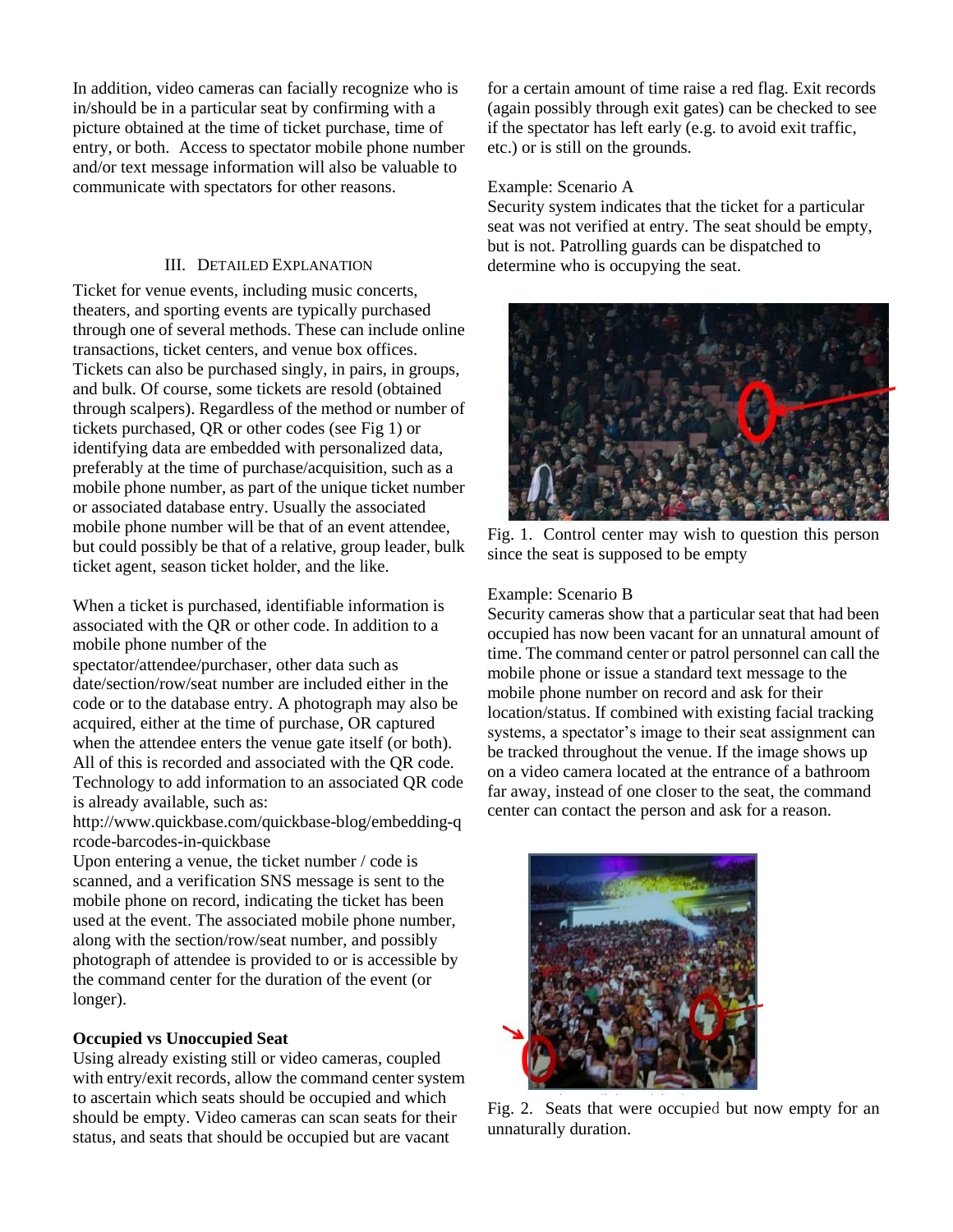In addition, video cameras can facially recognize who is in/should be in a particular seat by confirming with a picture obtained at the time of ticket purchase, time of entry, or both. Access to spectator mobile phone number and/or text message information will also be valuable to communicate with spectators for other reasons.

## III. Detailed Explanation

Ticket for venue events, including music concerts, theaters, and sporting events are typically purchased through one of several methods. These can include online transactions, ticket centers, and venue box offices. Tickets can also be purchased singly, in pairs, in groups, and bulk. Of course, some tickets are resold (obtained through scalpers). Regardless of the method or number of tickets purchased, QR or other codes (see Fig 1) or identifying data are embedded with personalized data, preferably at the time of purchase/acquisition, such as a mobile phone number, as part of the unique ticket number or associated database entry. Usually the associated mobile phone number will be that of an event attendee, but could possibly be that of a relative, group leader, bulk ticket agent, season ticket holder, and the like.

When a ticket is purchased, identifiable information is associated with the QR or other code. In addition to a mobile phone number of the spectator/attendee/purchaser, other data such as date/section/row/seat number are included either in the code or to the database entry. A photograph may also be acquired, either at the time of purchase, OR captured when the attendee enters the venue gate itself (or both). All of this is recorded and associated with the QR code. Technology to add information to an associated QR code is already available, such as: http://www.quickbase.com/quickbase-blog/embedding-qrcode-barcodes-in-quickbase

Upon entering a venue, the ticket number / code is scanned, and a verification SNS message is sent to the mobile phone on record, indicating the ticket has been used at the event. The associated mobile phone number, along with the section/row/seat number, and possibly photograph of attendee is provided to or is accessible by the command center for the duration of the event (or longer).

**Occupied vs Unoccupied Seat**

Using already existing still or video cameras, coupled with entry/exit records, allow the command center system to ascertain which seats should be occupied and which should be empty. Video cameras can scan seats for their status, and seats that should be occupied but are vacant for a certain amount of time raise a red flag. Exit records (again possibly through exit gates) can be checked to see if the spectator has left early (e.g. to avoid exit traffic, etc.) or is still on the grounds.

Example: Scenario A

Security system indicates that the ticket for a particular seat was not verified at entry. The seat should be empty, but is not. Patrolling guards can be dispatched to determine who is occupying the seat.

Fig. 1. Control center may wish to question this person since the seat is supposed to be empty

Example: Scenario B

Security cameras show that a particular seat that had been occupied has now been vacant for an unnatural amount of time. The command center or patrol personnel can call the mobile phone or issue a standard text message to the mobile phone number on record and ask for their location/status. If combined with existing facial tracking systems, a spectator's image to their seat assignment can be tracked throughout the venue. If the image shows up on a video camera located at the entrance of a bathroom far away, instead of one closer to the seat, the command center can contact the person and ask for a reason.

Fig. 2. Seats that were occupied but now empty for an unnaturally duration.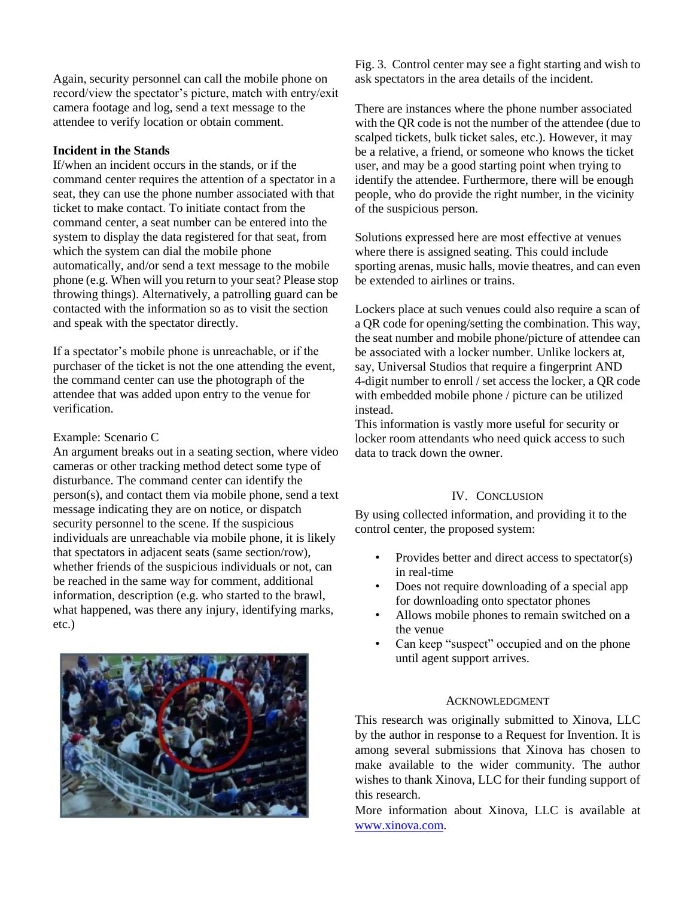Again, security personnel can call the mobile phone on record/view the spectator's picture, match with entry/exit camera footage and log, send a text message to the attendee to verify location or obtain comment.

**Incident in the Stands**

If/when an incident occurs in the stands, or if the command center requires the attention of a spectator in a seat, they can use the phone number associated with that ticket to make contact. To initiate contact from the command center, a seat number can be entered into the system to display the data registered for that seat, from which the system can dial the mobile phone automatically, and/or send a text message to the mobile phone (e.g. When will you return to your seat? Please stop throwing things). Alternatively, a patrolling guard can be contacted with the information so as to visit the section and speak with the spectator directly.

If a spectator's mobile phone is unreachable, or if the purchaser of the ticket is not the one attending the event, the command center can use the photograph of the attendee that was added upon entry to the venue for verification.

Example: Scenario C

An argument breaks out in a seating section, where video cameras or other tracking method detect some type of disturbance. The command center can identify the person(s), and contact them via mobile phone, send a text message indicating they are on notice, or dispatch security personnel to the scene. If the suspicious individuals are unreachable via mobile phone, it is likely that spectators in adjacent seats (same section/row), whether friends of the suspicious individuals or not, can be reached in the same way for comment, additional information, description (e.g. who started to the brawl, what happened, was there any injury, identifying marks, etc.)

Fig. 3. Control center may see a fight starting and wish to ask spectators in the area details of the incident.

There are instances where the phone number associated with the QR code is not the number of the attendee (due to scalped tickets, bulk ticket sales, etc.). However, it may be a relative, a friend, or someone who knows the ticket user, and may be a good starting point when trying to identify the attendee. Furthermore, there will be enough people, who do provide the right number, in the vicinity of the suspicious person.

Solutions expressed here are most effective at venues where there is assigned seating. This could include sporting arenas, music halls, movie theatres, and can even be extended to airlines or trains.

Lockers place at such venues could also require a scan of a QR code for opening/setting the combination. This way, the seat number and mobile phone/picture of attendee can be associated with a locker number. Unlike lockers at, say, Universal Studios that require a fingerprint AND 4-digit number to enroll / set access the locker, a QR code with embedded mobile phone / picture can be utilized instead.

This information is vastly more useful for security or locker room attendants who need quick access to such data to track down the owner.

## IV. Conclusion

By using collected information, and providing it to the control center, the proposed system:

- Provides better and direct access to spectator(s) in real-time
- Does not require downloading of a special app for downloading onto spectator phones
- Allows mobile phones to remain switched on a the venue
- Can keep "suspect" occupied and on the phone until agent support arrives.

### Acknowledgment

This research was originally submitted to Xinova, LLC by the author in response to a Request for Invention. It is among several submissions that Xinova has chosen to make available to the wider community. The author wishes to thank Xinova, LLC for their funding support of this research.

More information about Xinova, LLC is available at www.xinova.com.